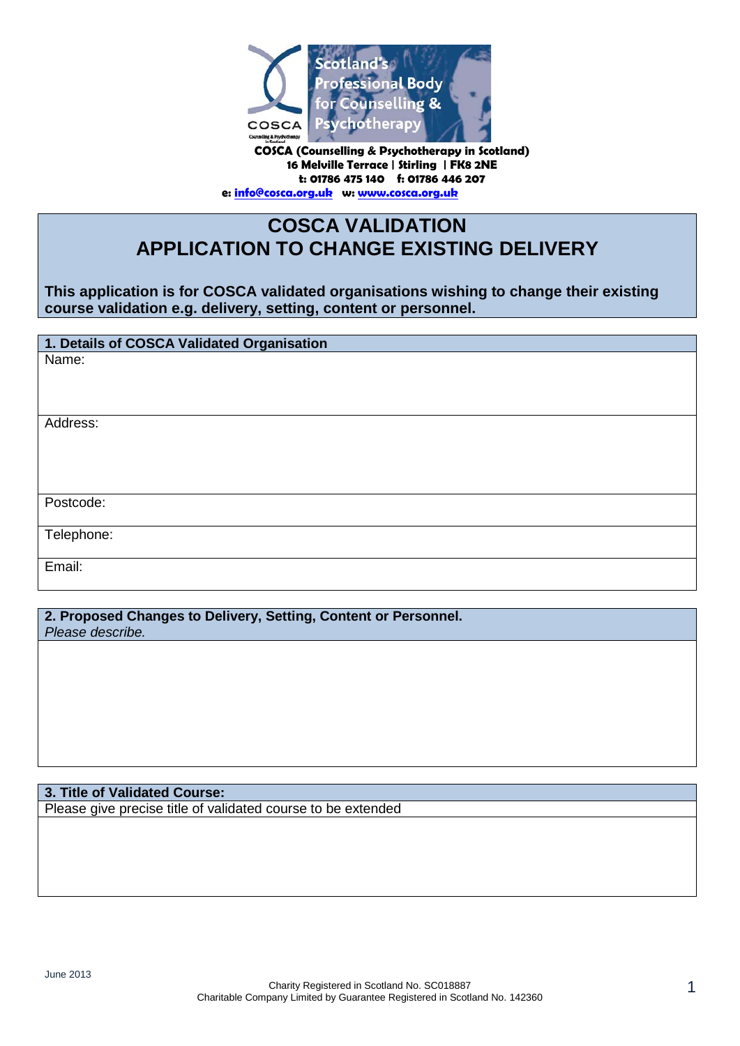COSCA (Counselling & Psychotherapy in Scotland)
16 Melville Terrace | Stirling | FK8 2NE
t: 01786 475 140 f: 01786 446 207
e: info@cosca.org.uk w: www.cosca.org.uk

# COSCA VALIDATION
# APPLICATION TO CHANGE EXISTING DELIVERY

**This application is for COSCA validated organisations wishing to change their existing course validation e.g. delivery, setting, content or personnel.**

| **1. Details of COSCA Validated Organisation** |
|---|
| Name: |
| Address: |
| Postcode: |
| Telephone: |
| Email: |

| **2. Proposed Changes to Delivery, Setting, Content or Personnel.** *Please describe.* |
|---|
| |

| **3. Title of Validated Course:** |
|---|
| Please give precise title of validated course to be extended |
| |

June 2013

Charity Registered in Scotland No. SC018887
Charitable Company Limited by Guarantee Registered in Scotland No. 142360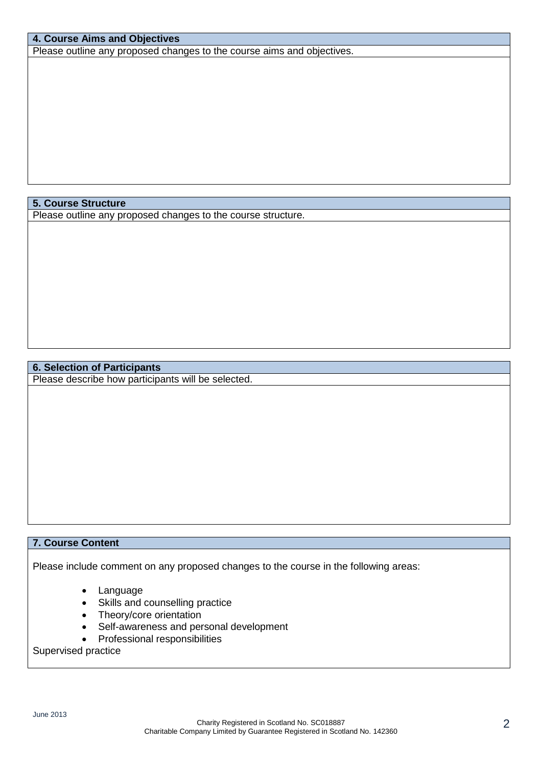## 4. Course Aims and Objectives

Please outline any proposed changes to the course aims and objectives.

## 5. Course Structure

Please outline any proposed changes to the course structure.

## 6. Selection of Participants

Please describe how participants will be selected.

## 7. Course Content

Please include comment on any proposed changes to the course in the following areas:

- Language
- Skills and counselling practice
- Theory/core orientation
- Self-awareness and personal development
- Professional responsibilities

Supervised practice

June 2013

Charity Registered in Scotland No. SC018887
Charitable Company Limited by Guarantee Registered in Scotland No. 142360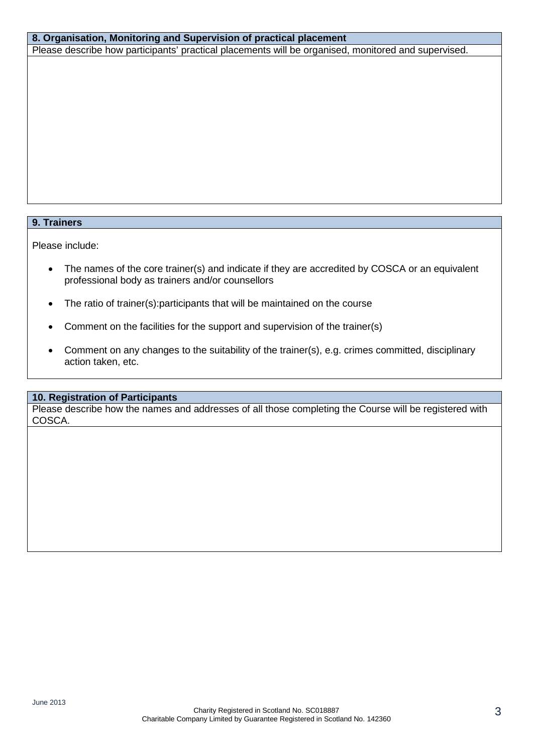| 8. Organisation, Monitoring and Supervision of practical placement |
| --- |
| Please describe how participants' practical placements will be organised, monitored and supervised. |
| |

| 9. Trainers |
| --- |
| Please include:<br><br>• The names of the core trainer(s) and indicate if they are accredited by COSCA or an equivalent professional body as trainers and/or counsellors<br>• The ratio of trainer(s):participants that will be maintained on the course<br>• Comment on the facilities for the support and supervision of the trainer(s)<br>• Comment on any changes to the suitability of the trainer(s), e.g. crimes committed, disciplinary action taken, etc. |

| 10. Registration of Participants |
| --- |
| Please describe how the names and addresses of all those completing the Course will be registered with COSCA. |
| |

June 2013

Charity Registered in Scotland No. SC018887
Charitable Company Limited by Guarantee Registered in Scotland No. 142360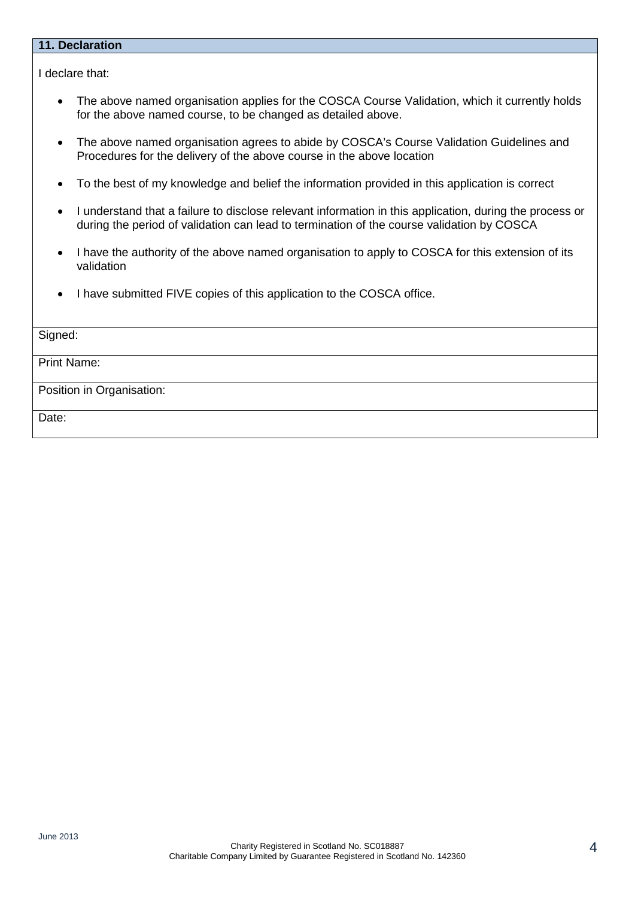## 11. Declaration

I declare that:

- The above named organisation applies for the COSCA Course Validation, which it currently holds for the above named course, to be changed as detailed above.
- The above named organisation agrees to abide by COSCA's Course Validation Guidelines and Procedures for the delivery of the above course in the above location
- To the best of my knowledge and belief the information provided in this application is correct
- I understand that a failure to disclose relevant information in this application, during the process or during the period of validation can lead to termination of the course validation by COSCA
- I have the authority of the above named organisation to apply to COSCA for this extension of its validation
- I have submitted FIVE copies of this application to the COSCA office.

| |
|---|
| Signed: |
| Print Name: |
| Position in Organisation: |
| Date: |

June 2013

Charity Registered in Scotland No. SC018887
Charitable Company Limited by Guarantee Registered in Scotland No. 142360